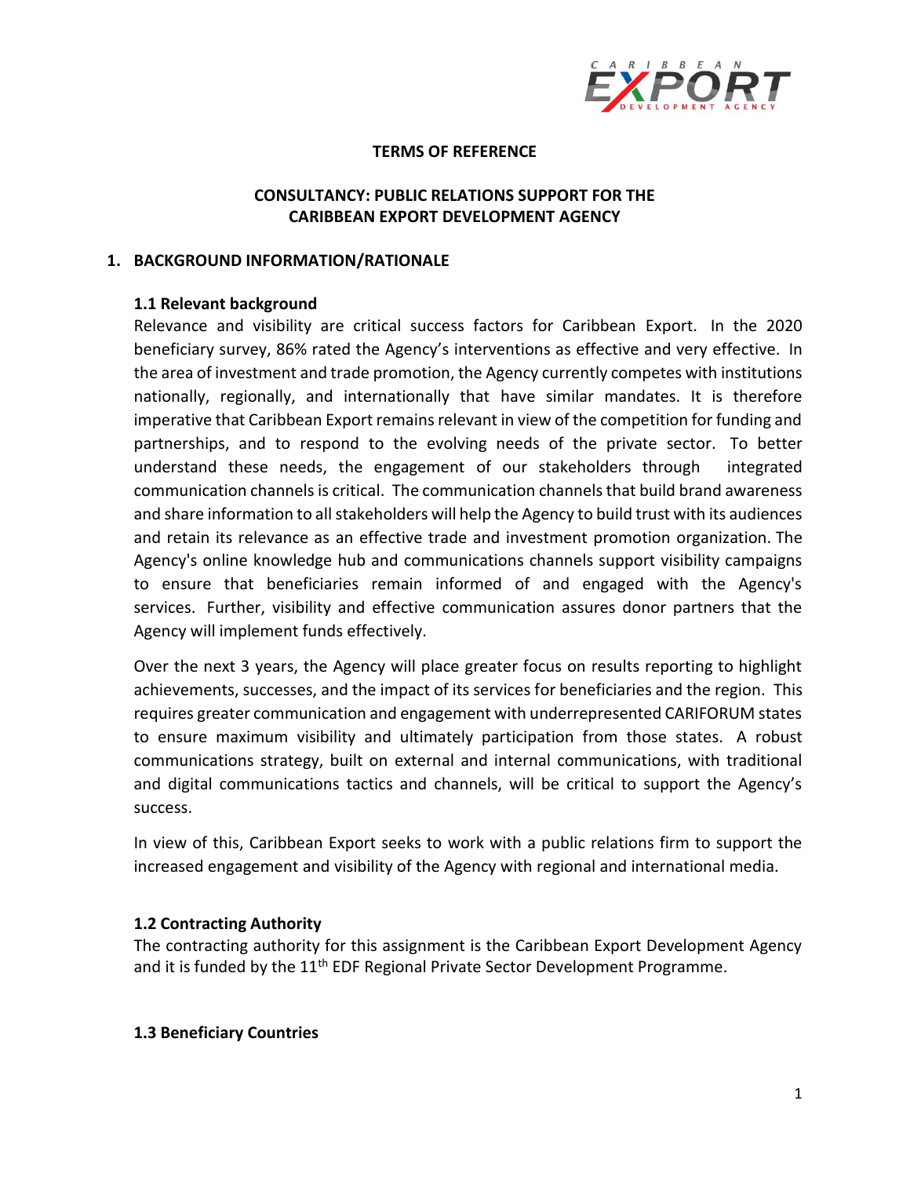**TERMS OF REFERENCE**

**CONSULTANCY: PUBLIC RELATIONS SUPPORT FOR THE CARIBBEAN EXPORT DEVELOPMENT AGENCY**

## 1. BACKGROUND INFORMATION/RATIONALE

### 1.1 Relevant background

Relevance and visibility are critical success factors for Caribbean Export. In the 2020 beneficiary survey, 86% rated the Agency's interventions as effective and very effective. In the area of investment and trade promotion, the Agency currently competes with institutions nationally, regionally, and internationally that have similar mandates. It is therefore imperative that Caribbean Export remains relevant in view of the competition for funding and partnerships, and to respond to the evolving needs of the private sector. To better understand these needs, the engagement of our stakeholders through integrated communication channels is critical. The communication channels that build brand awareness and share information to all stakeholders will help the Agency to build trust with its audiences and retain its relevance as an effective trade and investment promotion organization. The Agency's online knowledge hub and communications channels support visibility campaigns to ensure that beneficiaries remain informed of and engaged with the Agency's services. Further, visibility and effective communication assures donor partners that the Agency will implement funds effectively.

Over the next 3 years, the Agency will place greater focus on results reporting to highlight achievements, successes, and the impact of its services for beneficiaries and the region. This requires greater communication and engagement with underrepresented CARIFORUM states to ensure maximum visibility and ultimately participation from those states. A robust communications strategy, built on external and internal communications, with traditional and digital communications tactics and channels, will be critical to support the Agency's success.

In view of this, Caribbean Export seeks to work with a public relations firm to support the increased engagement and visibility of the Agency with regional and international media.

### 1.2 Contracting Authority

The contracting authority for this assignment is the Caribbean Export Development Agency and it is funded by the 11th EDF Regional Private Sector Development Programme.

### 1.3 Beneficiary Countries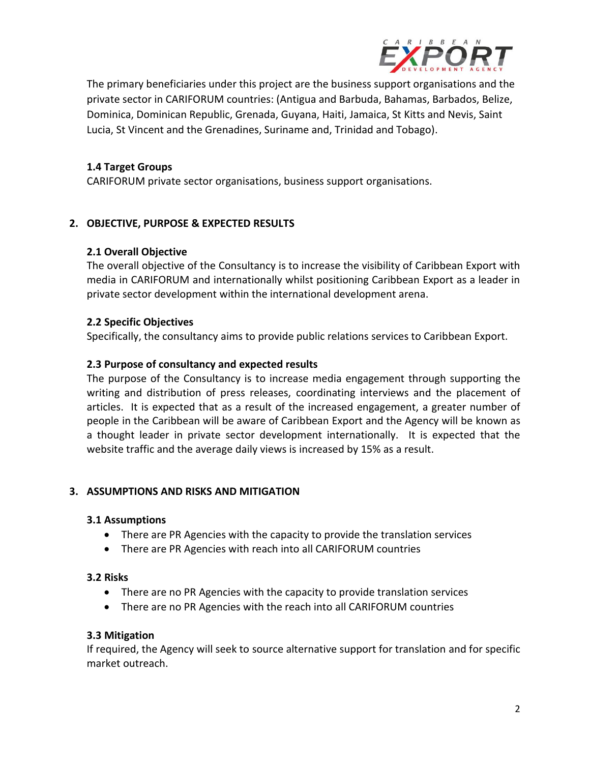The primary beneficiaries under this project are the business support organisations and the private sector in CARIFORUM countries: (Antigua and Barbuda, Bahamas, Barbados, Belize, Dominica, Dominican Republic, Grenada, Guyana, Haiti, Jamaica, St Kitts and Nevis, Saint Lucia, St Vincent and the Grenadines, Suriname and, Trinidad and Tobago).

### 1.4 Target Groups

CARIFORUM private sector organisations, business support organisations.

## 2. OBJECTIVE, PURPOSE & EXPECTED RESULTS

### 2.1 Overall Objective

The overall objective of the Consultancy is to increase the visibility of Caribbean Export with media in CARIFORUM and internationally whilst positioning Caribbean Export as a leader in private sector development within the international development arena.

### 2.2 Specific Objectives

Specifically, the consultancy aims to provide public relations services to Caribbean Export.

### 2.3 Purpose of consultancy and expected results

The purpose of the Consultancy is to increase media engagement through supporting the writing and distribution of press releases, coordinating interviews and the placement of articles. It is expected that as a result of the increased engagement, a greater number of people in the Caribbean will be aware of Caribbean Export and the Agency will be known as a thought leader in private sector development internationally. It is expected that the website traffic and the average daily views is increased by 15% as a result.

## 3. ASSUMPTIONS AND RISKS AND MITIGATION

### 3.1 Assumptions

- There are PR Agencies with the capacity to provide the translation services
- There are PR Agencies with reach into all CARIFORUM countries

### 3.2 Risks

- There are no PR Agencies with the capacity to provide translation services
- There are no PR Agencies with the reach into all CARIFORUM countries

### 3.3 Mitigation

If required, the Agency will seek to source alternative support for translation and for specific market outreach.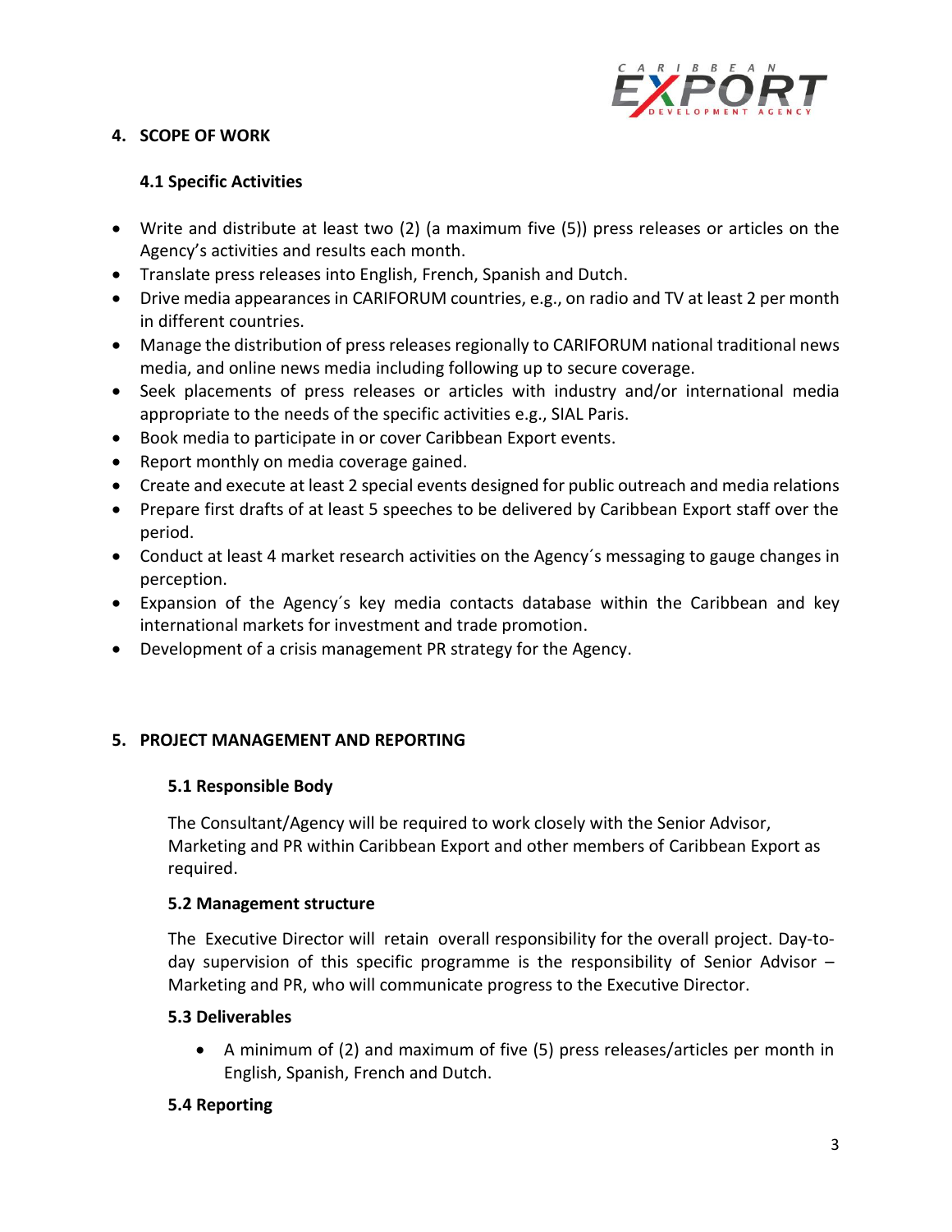## 4. SCOPE OF WORK

### 4.1 Specific Activities

- Write and distribute at least two (2) (a maximum five (5)) press releases or articles on the Agency's activities and results each month.
- Translate press releases into English, French, Spanish and Dutch.
- Drive media appearances in CARIFORUM countries, e.g., on radio and TV at least 2 per month in different countries.
- Manage the distribution of press releases regionally to CARIFORUM national traditional news media, and online news media including following up to secure coverage.
- Seek placements of press releases or articles with industry and/or international media appropriate to the needs of the specific activities e.g., SIAL Paris.
- Book media to participate in or cover Caribbean Export events.
- Report monthly on media coverage gained.
- Create and execute at least 2 special events designed for public outreach and media relations
- Prepare first drafts of at least 5 speeches to be delivered by Caribbean Export staff over the period.
- Conduct at least 4 market research activities on the Agency´s messaging to gauge changes in perception.
- Expansion of the Agency´s key media contacts database within the Caribbean and key international markets for investment and trade promotion.
- Development of a crisis management PR strategy for the Agency.

## 5. PROJECT MANAGEMENT AND REPORTING

### 5.1 Responsible Body

The Consultant/Agency will be required to work closely with the Senior Advisor, Marketing and PR within Caribbean Export and other members of Caribbean Export as required.

### 5.2 Management structure

The Executive Director will retain overall responsibility for the overall project. Day-to-day supervision of this specific programme is the responsibility of Senior Advisor – Marketing and PR, who will communicate progress to the Executive Director.

### 5.3 Deliverables

- A minimum of (2) and maximum of five (5) press releases/articles per month in English, Spanish, French and Dutch.

### 5.4 Reporting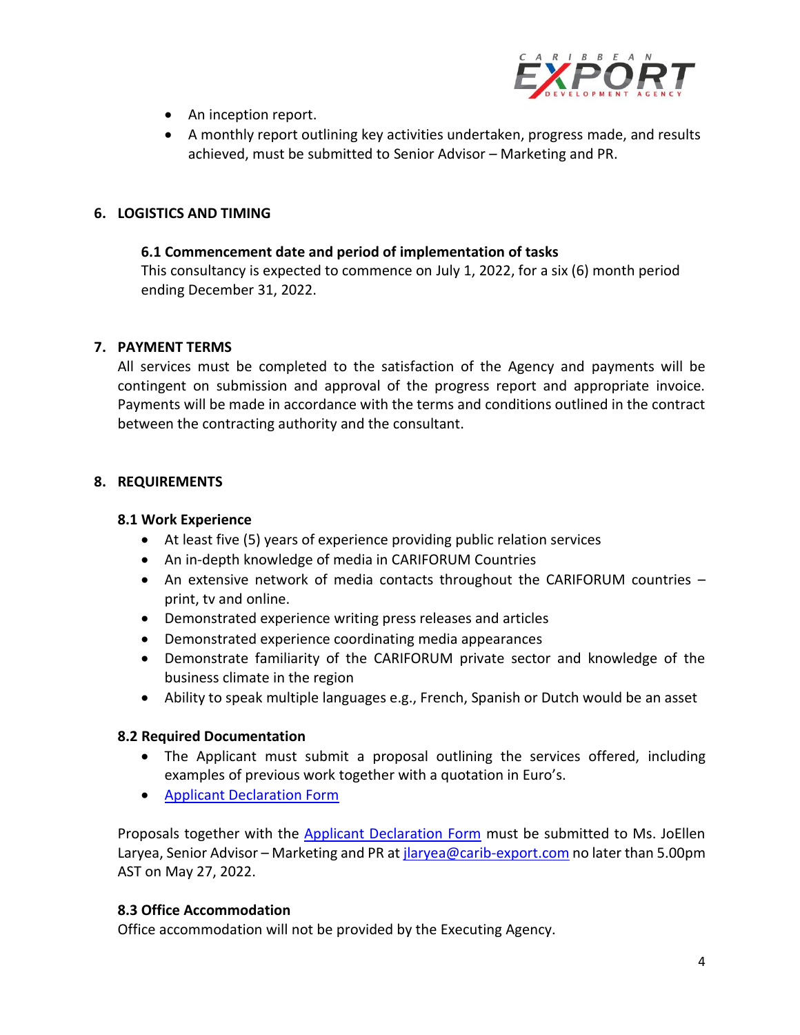- An inception report.
- A monthly report outlining key activities undertaken, progress made, and results achieved, must be submitted to Senior Advisor – Marketing and PR.

## 6. LOGISTICS AND TIMING

### 6.1 Commencement date and period of implementation of tasks

This consultancy is expected to commence on July 1, 2022, for a six (6) month period ending December 31, 2022.

## 7. PAYMENT TERMS

All services must be completed to the satisfaction of the Agency and payments will be contingent on submission and approval of the progress report and appropriate invoice. Payments will be made in accordance with the terms and conditions outlined in the contract between the contracting authority and the consultant.

## 8. REQUIREMENTS

### 8.1 Work Experience

- At least five (5) years of experience providing public relation services
- An in-depth knowledge of media in CARIFORUM Countries
- An extensive network of media contacts throughout the CARIFORUM countries – print, tv and online.
- Demonstrated experience writing press releases and articles
- Demonstrated experience coordinating media appearances
- Demonstrate familiarity of the CARIFORUM private sector and knowledge of the business climate in the region
- Ability to speak multiple languages e.g., French, Spanish or Dutch would be an asset

### 8.2 Required Documentation

- The Applicant must submit a proposal outlining the services offered, including examples of previous work together with a quotation in Euro's.
- Applicant Declaration Form

Proposals together with the Applicant Declaration Form must be submitted to Ms. JoEllen Laryea, Senior Advisor – Marketing and PR at jlaryea@carib-export.com no later than 5.00pm AST on May 27, 2022.

### 8.3 Office Accommodation

Office accommodation will not be provided by the Executing Agency.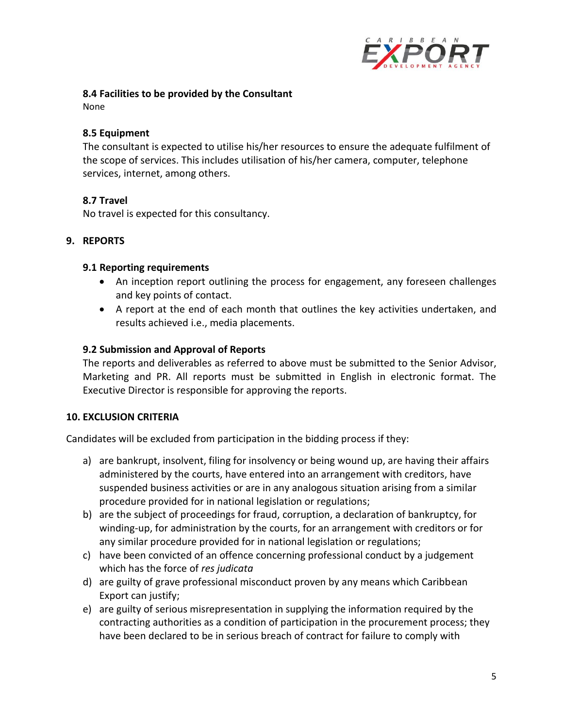### 8.4 Facilities to be provided by the Consultant

None

### 8.5 Equipment

The consultant is expected to utilise his/her resources to ensure the adequate fulfilment of the scope of services. This includes utilisation of his/her camera, computer, telephone services, internet, among others.

### 8.7 Travel

No travel is expected for this consultancy.

## 9. REPORTS

### 9.1 Reporting requirements

- An inception report outlining the process for engagement, any foreseen challenges and key points of contact.
- A report at the end of each month that outlines the key activities undertaken, and results achieved i.e., media placements.

### 9.2 Submission and Approval of Reports

The reports and deliverables as referred to above must be submitted to the Senior Advisor, Marketing and PR. All reports must be submitted in English in electronic format. The Executive Director is responsible for approving the reports.

## 10. EXCLUSION CRITERIA

Candidates will be excluded from participation in the bidding process if they:

a) are bankrupt, insolvent, filing for insolvency or being wound up, are having their affairs administered by the courts, have entered into an arrangement with creditors, have suspended business activities or are in any analogous situation arising from a similar procedure provided for in national legislation or regulations;
b) are the subject of proceedings for fraud, corruption, a declaration of bankruptcy, for winding-up, for administration by the courts, for an arrangement with creditors or for any similar procedure provided for in national legislation or regulations;
c) have been convicted of an offence concerning professional conduct by a judgement which has the force of *res judicata*
d) are guilty of grave professional misconduct proven by any means which Caribbean Export can justify;
e) are guilty of serious misrepresentation in supplying the information required by the contracting authorities as a condition of participation in the procurement process; they have been declared to be in serious breach of contract for failure to comply with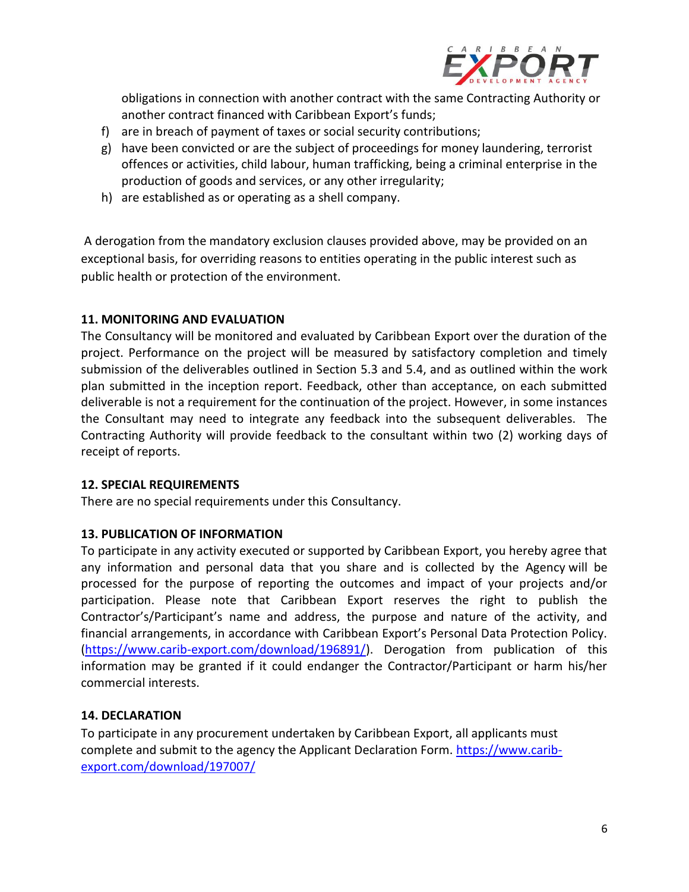obligations in connection with another contract with the same Contracting Authority or another contract financed with Caribbean Export's funds;

f) are in breach of payment of taxes or social security contributions;
g) have been convicted or are the subject of proceedings for money laundering, terrorist offences or activities, child labour, human trafficking, being a criminal enterprise in the production of goods and services, or any other irregularity;
h) are established as or operating as a shell company.

A derogation from the mandatory exclusion clauses provided above, may be provided on an exceptional basis, for overriding reasons to entities operating in the public interest such as public health or protection of the environment.

**11. MONITORING AND EVALUATION**

The Consultancy will be monitored and evaluated by Caribbean Export over the duration of the project. Performance on the project will be measured by satisfactory completion and timely submission of the deliverables outlined in Section 5.3 and 5.4, and as outlined within the work plan submitted in the inception report. Feedback, other than acceptance, on each submitted deliverable is not a requirement for the continuation of the project. However, in some instances the Consultant may need to integrate any feedback into the subsequent deliverables. The Contracting Authority will provide feedback to the consultant within two (2) working days of receipt of reports.

**12. SPECIAL REQUIREMENTS**

There are no special requirements under this Consultancy.

**13. PUBLICATION OF INFORMATION**

To participate in any activity executed or supported by Caribbean Export, you hereby agree that any information and personal data that you share and is collected by the Agency will be processed for the purpose of reporting the outcomes and impact of your projects and/or participation. Please note that Caribbean Export reserves the right to publish the Contractor's/Participant's name and address, the purpose and nature of the activity, and financial arrangements, in accordance with Caribbean Export's Personal Data Protection Policy. (https://www.carib-export.com/download/196891/). Derogation from publication of this information may be granted if it could endanger the Contractor/Participant or harm his/her commercial interests.

**14. DECLARATION**

To participate in any procurement undertaken by Caribbean Export, all applicants must complete and submit to the agency the Applicant Declaration Form. https://www.carib-export.com/download/197007/